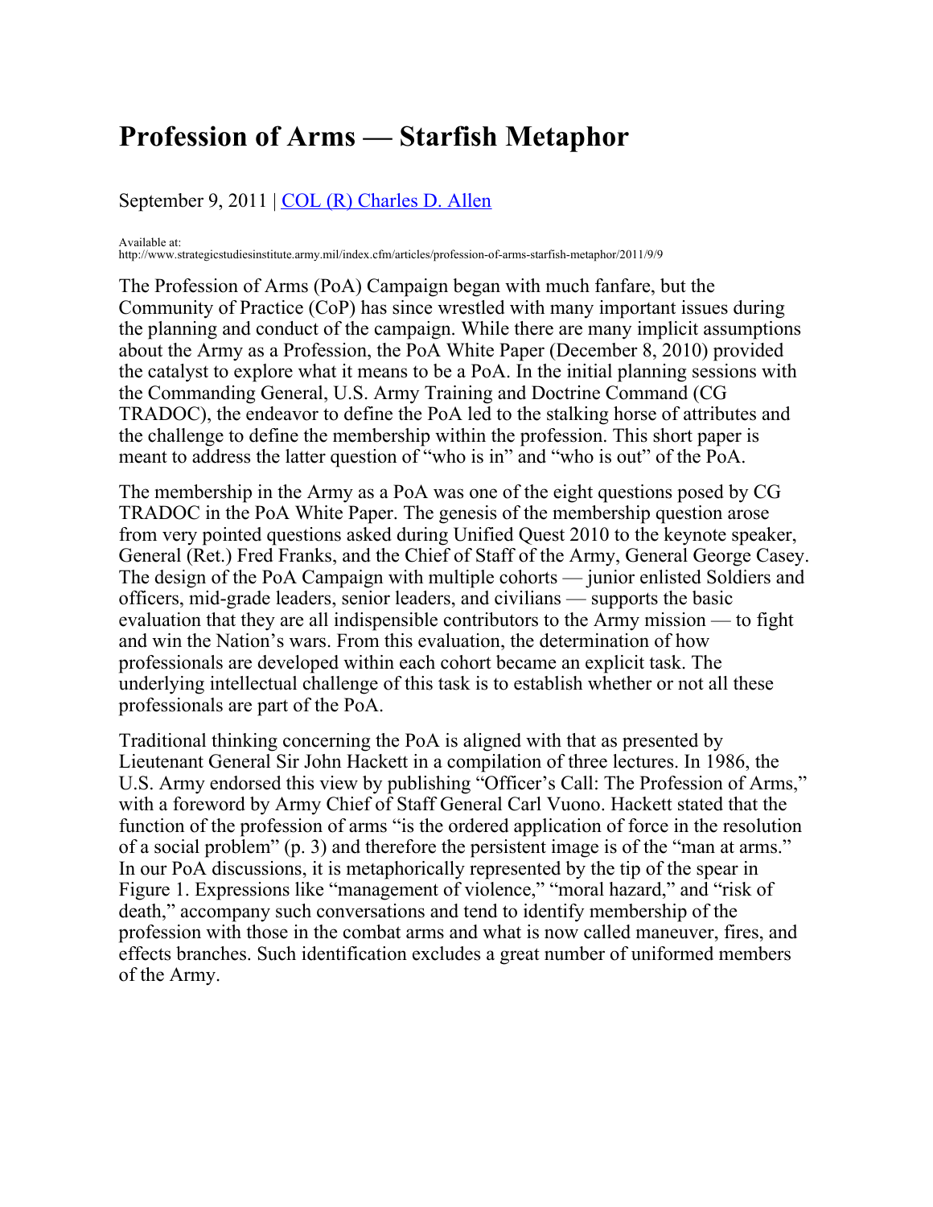# Profession of Arms — Starfish Metaphor

September 9, 2011 | [COL (R) Charles D. Allen]

Available at:
http://www.strategicstudiesinstitute.army.mil/index.cfm/articles/profession-of-arms-starfish-metaphor/2011/9/9

The Profession of Arms (PoA) Campaign began with much fanfare, but the Community of Practice (CoP) has since wrestled with many important issues during the planning and conduct of the campaign. While there are many implicit assumptions about the Army as a Profession, the PoA White Paper (December 8, 2010) provided the catalyst to explore what it means to be a PoA. In the initial planning sessions with the Commanding General, U.S. Army Training and Doctrine Command (CG TRADOC), the endeavor to define the PoA led to the stalking horse of attributes and the challenge to define the membership within the profession. This short paper is meant to address the latter question of "who is in" and "who is out" of the PoA.

The membership in the Army as a PoA was one of the eight questions posed by CG TRADOC in the PoA White Paper. The genesis of the membership question arose from very pointed questions asked during Unified Quest 2010 to the keynote speaker, General (Ret.) Fred Franks, and the Chief of Staff of the Army, General George Casey. The design of the PoA Campaign with multiple cohorts — junior enlisted Soldiers and officers, mid-grade leaders, senior leaders, and civilians — supports the basic evaluation that they are all indispensible contributors to the Army mission — to fight and win the Nation's wars. From this evaluation, the determination of how professionals are developed within each cohort became an explicit task. The underlying intellectual challenge of this task is to establish whether or not all these professionals are part of the PoA.

Traditional thinking concerning the PoA is aligned with that as presented by Lieutenant General Sir John Hackett in a compilation of three lectures. In 1986, the U.S. Army endorsed this view by publishing "Officer's Call: The Profession of Arms," with a foreword by Army Chief of Staff General Carl Vuono. Hackett stated that the function of the profession of arms "is the ordered application of force in the resolution of a social problem" (p. 3) and therefore the persistent image is of the "man at arms." In our PoA discussions, it is metaphorically represented by the tip of the spear in Figure 1. Expressions like "management of violence," "moral hazard," and "risk of death," accompany such conversations and tend to identify membership of the profession with those in the combat arms and what is now called maneuver, fires, and effects branches. Such identification excludes a great number of uniformed members of the Army.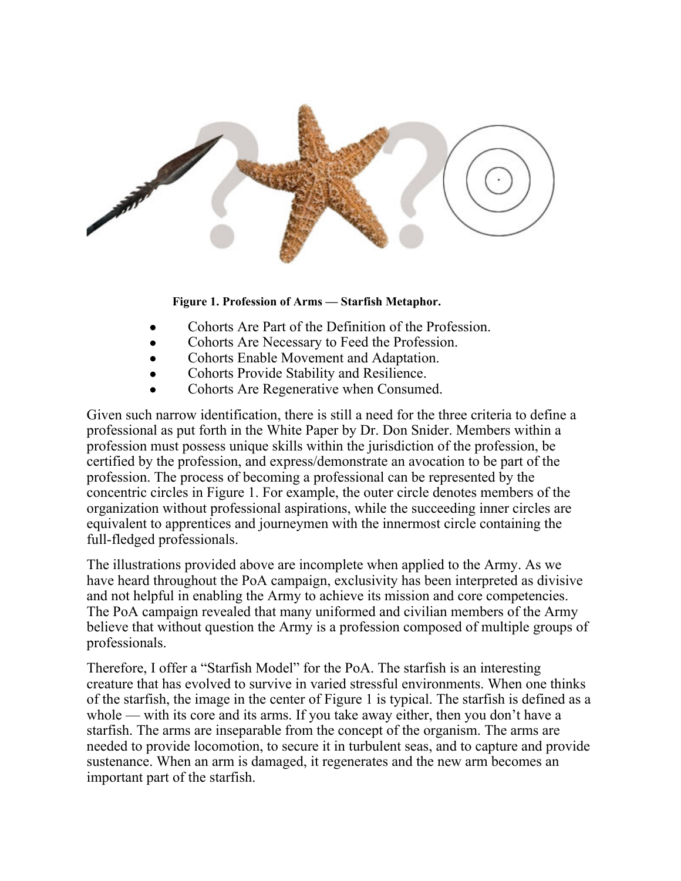**Figure 1. Profession of Arms — Starfish Metaphor.**

- Cohorts Are Part of the Definition of the Profession.
- Cohorts Are Necessary to Feed the Profession.
- Cohorts Enable Movement and Adaptation.
- Cohorts Provide Stability and Resilience.
- Cohorts Are Regenerative when Consumed.

Given such narrow identification, there is still a need for the three criteria to define a professional as put forth in the White Paper by Dr. Don Snider. Members within a profession must possess unique skills within the jurisdiction of the profession, be certified by the profession, and express/demonstrate an avocation to be part of the profession. The process of becoming a professional can be represented by the concentric circles in Figure 1. For example, the outer circle denotes members of the organization without professional aspirations, while the succeeding inner circles are equivalent to apprentices and journeymen with the innermost circle containing the full-fledged professionals.

The illustrations provided above are incomplete when applied to the Army. As we have heard throughout the PoA campaign, exclusivity has been interpreted as divisive and not helpful in enabling the Army to achieve its mission and core competencies. The PoA campaign revealed that many uniformed and civilian members of the Army believe that without question the Army is a profession composed of multiple groups of professionals.

Therefore, I offer a "Starfish Model" for the PoA. The starfish is an interesting creature that has evolved to survive in varied stressful environments. When one thinks of the starfish, the image in the center of Figure 1 is typical. The starfish is defined as a whole — with its core and its arms. If you take away either, then you don't have a starfish. The arms are inseparable from the concept of the organism. The arms are needed to provide locomotion, to secure it in turbulent seas, and to capture and provide sustenance. When an arm is damaged, it regenerates and the new arm becomes an important part of the starfish.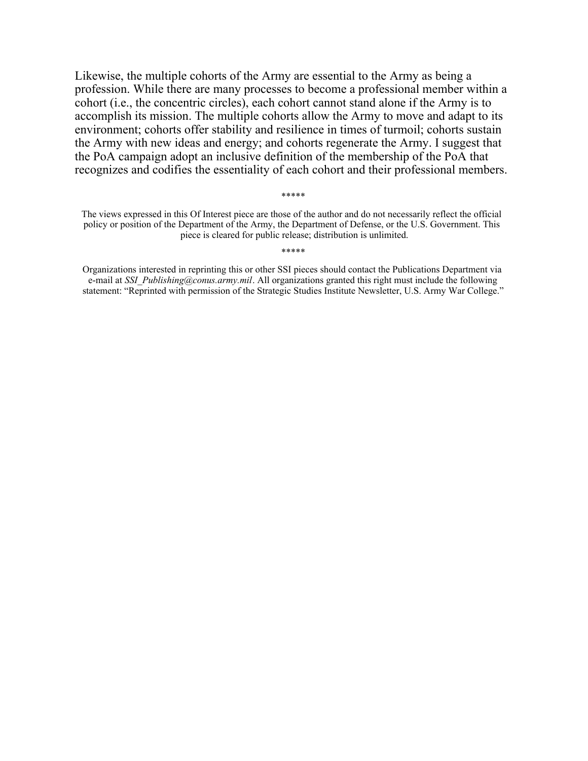Likewise, the multiple cohorts of the Army are essential to the Army as being a profession. While there are many processes to become a professional member within a cohort (i.e., the concentric circles), each cohort cannot stand alone if the Army is to accomplish its mission. The multiple cohorts allow the Army to move and adapt to its environment; cohorts offer stability and resilience in times of turmoil; cohorts sustain the Army with new ideas and energy; and cohorts regenerate the Army. I suggest that the PoA campaign adopt an inclusive definition of the membership of the PoA that recognizes and codifies the essentiality of each cohort and their professional members.

*****

The views expressed in this Of Interest piece are those of the author and do not necessarily reflect the official policy or position of the Department of the Army, the Department of Defense, or the U.S. Government. This piece is cleared for public release; distribution is unlimited.

*****

Organizations interested in reprinting this or other SSI pieces should contact the Publications Department via e-mail at *SSI_Publishing@conus.army.mil*. All organizations granted this right must include the following statement: "Reprinted with permission of the Strategic Studies Institute Newsletter, U.S. Army War College."